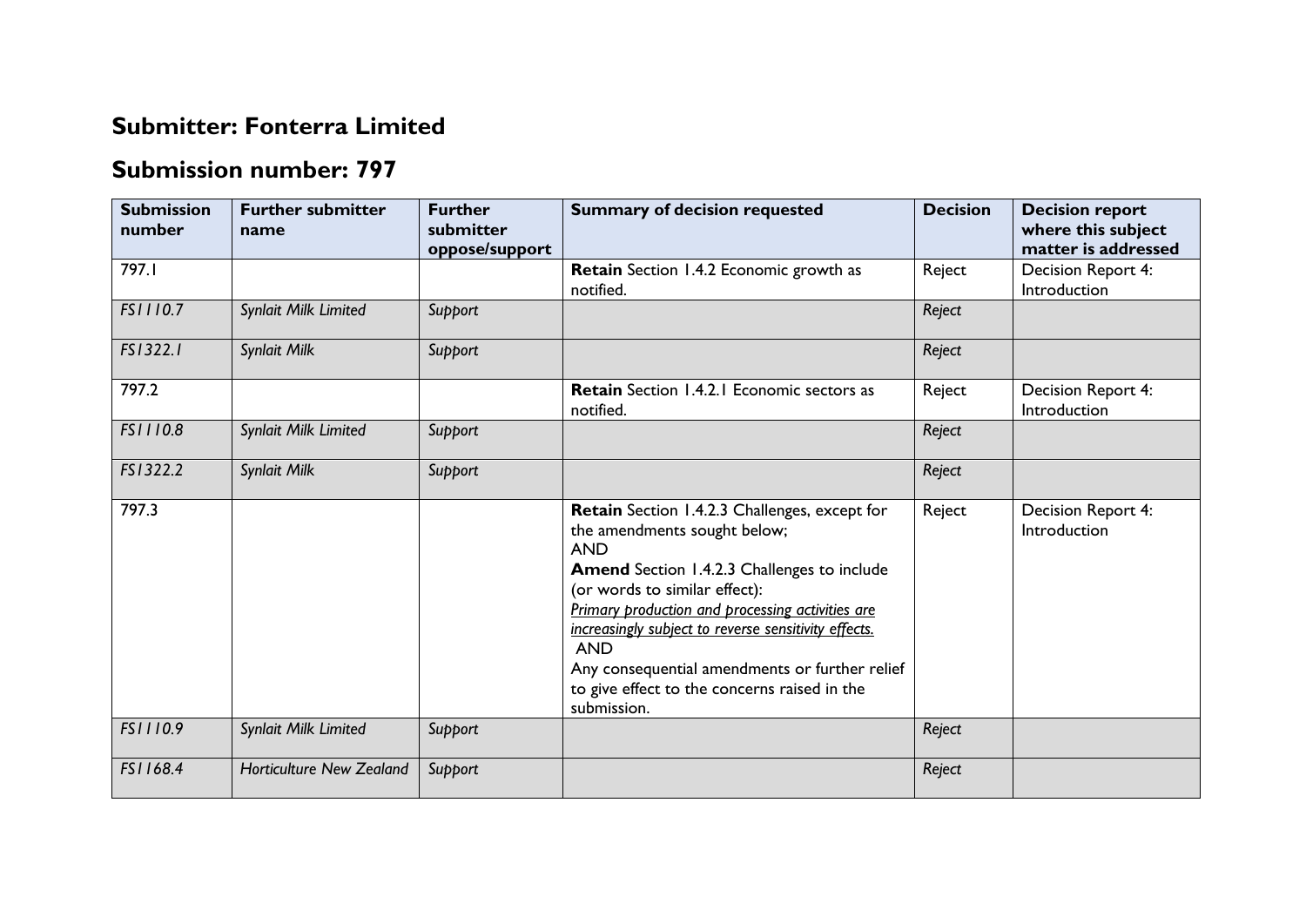## Submitter: Fonterra Limited

## Submission number: 797

| Submission number | Further submitter name | Further submitter oppose/support | Summary of decision requested | Decision | Decision report where this subject matter is addressed |
|---|---|---|---|---|---|
| 797.1 | | | **Retain** Section 1.4.2 Economic growth as notified. | Reject | Decision Report 4: Introduction |
| *FS1110.7* | *Synlait Milk Limited* | *Support* | | *Reject* | |
| *FS1322.1* | *Synlait Milk* | *Support* | | *Reject* | |
| 797.2 | | | **Retain** Section 1.4.2.1 Economic sectors as notified. | Reject | Decision Report 4: Introduction |
| *FS1110.8* | *Synlait Milk Limited* | *Support* | | *Reject* | |
| *FS1322.2* | *Synlait Milk* | *Support* | | *Reject* | |
| 797.3 | | | **Retain** Section 1.4.2.3 Challenges, except for the amendments sought below;<br>AND<br>**Amend** Section 1.4.2.3 Challenges to include (or words to similar effect):<br>*Primary production and processing activities are increasingly subject to reverse sensitivity effects.*<br>AND<br>Any consequential amendments or further relief to give effect to the concerns raised in the submission. | Reject | Decision Report 4: Introduction |
| *FS1110.9* | *Synlait Milk Limited* | *Support* | | *Reject* | |
| *FS1168.4* | *Horticulture New Zealand* | *Support* | | *Reject* | |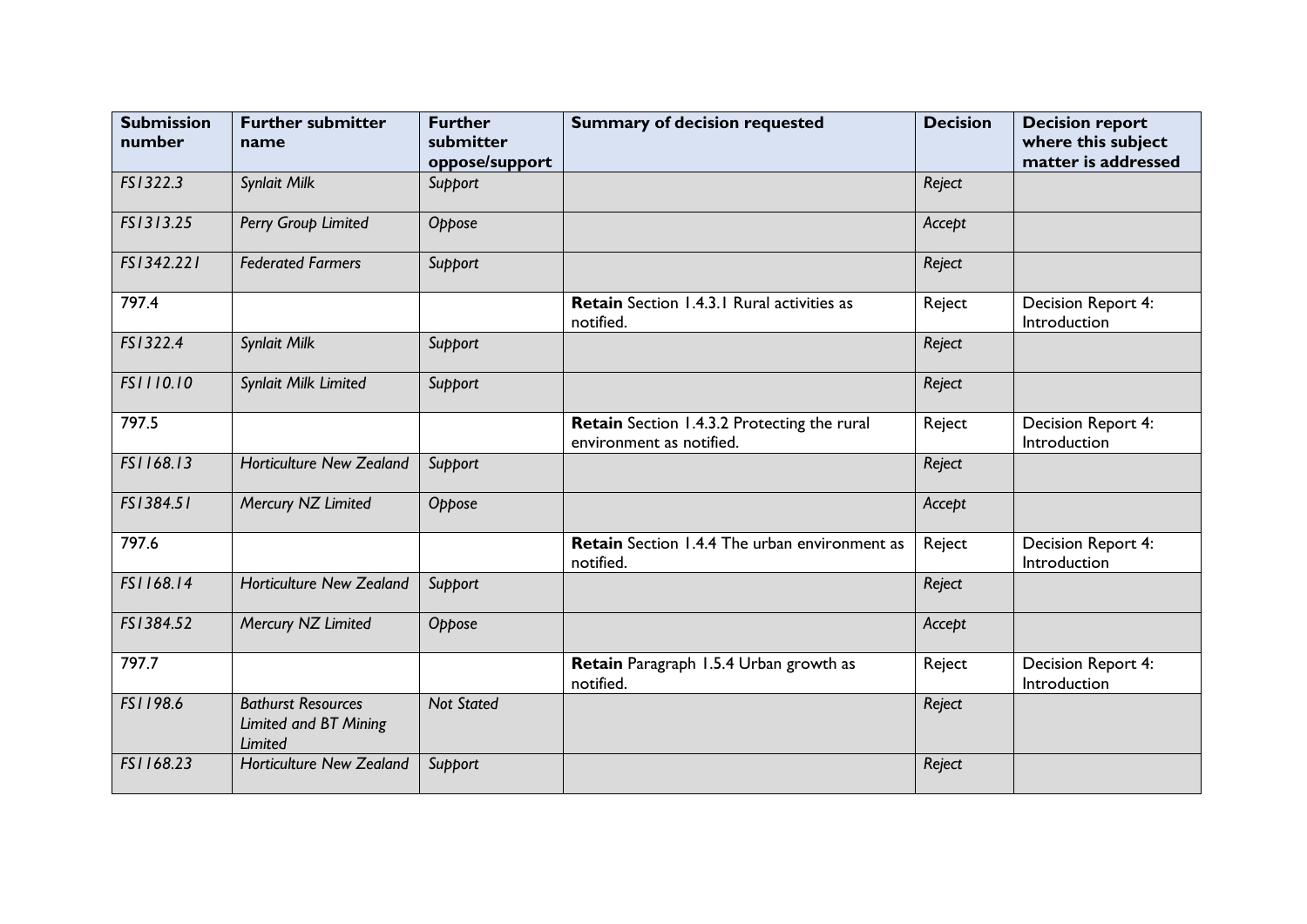| Submission number | Further submitter name | Further submitter oppose/support | Summary of decision requested | Decision | Decision report where this subject matter is addressed |
|---|---|---|---|---|---|
| *FS1322.3* | *Synlait Milk* | *Support* | | *Reject* | |
| *FS1313.25* | *Perry Group Limited* | *Oppose* | | *Accept* | |
| *FS1342.221* | *Federated Farmers* | *Support* | | *Reject* | |
| 797.4 | | | **Retain** Section 1.4.3.1 Rural activities as notified. | Reject | Decision Report 4: Introduction |
| *FS1322.4* | *Synlait Milk* | *Support* | | *Reject* | |
| *FS1110.10* | *Synlait Milk Limited* | *Support* | | *Reject* | |
| 797.5 | | | **Retain** Section 1.4.3.2 Protecting the rural environment as notified. | Reject | Decision Report 4: Introduction |
| *FS1168.13* | *Horticulture New Zealand* | *Support* | | *Reject* | |
| *FS1384.51* | *Mercury NZ Limited* | *Oppose* | | *Accept* | |
| 797.6 | | | **Retain** Section 1.4.4 The urban environment as notified. | Reject | Decision Report 4: Introduction |
| *FS1168.14* | *Horticulture New Zealand* | *Support* | | *Reject* | |
| *FS1384.52* | *Mercury NZ Limited* | *Oppose* | | *Accept* | |
| 797.7 | | | **Retain** Paragraph 1.5.4 Urban growth as notified. | Reject | Decision Report 4: Introduction |
| *FS1198.6* | *Bathurst Resources Limited and BT Mining Limited* | *Not Stated* | | *Reject* | |
| *FS1168.23* | *Horticulture New Zealand* | *Support* | | *Reject* | |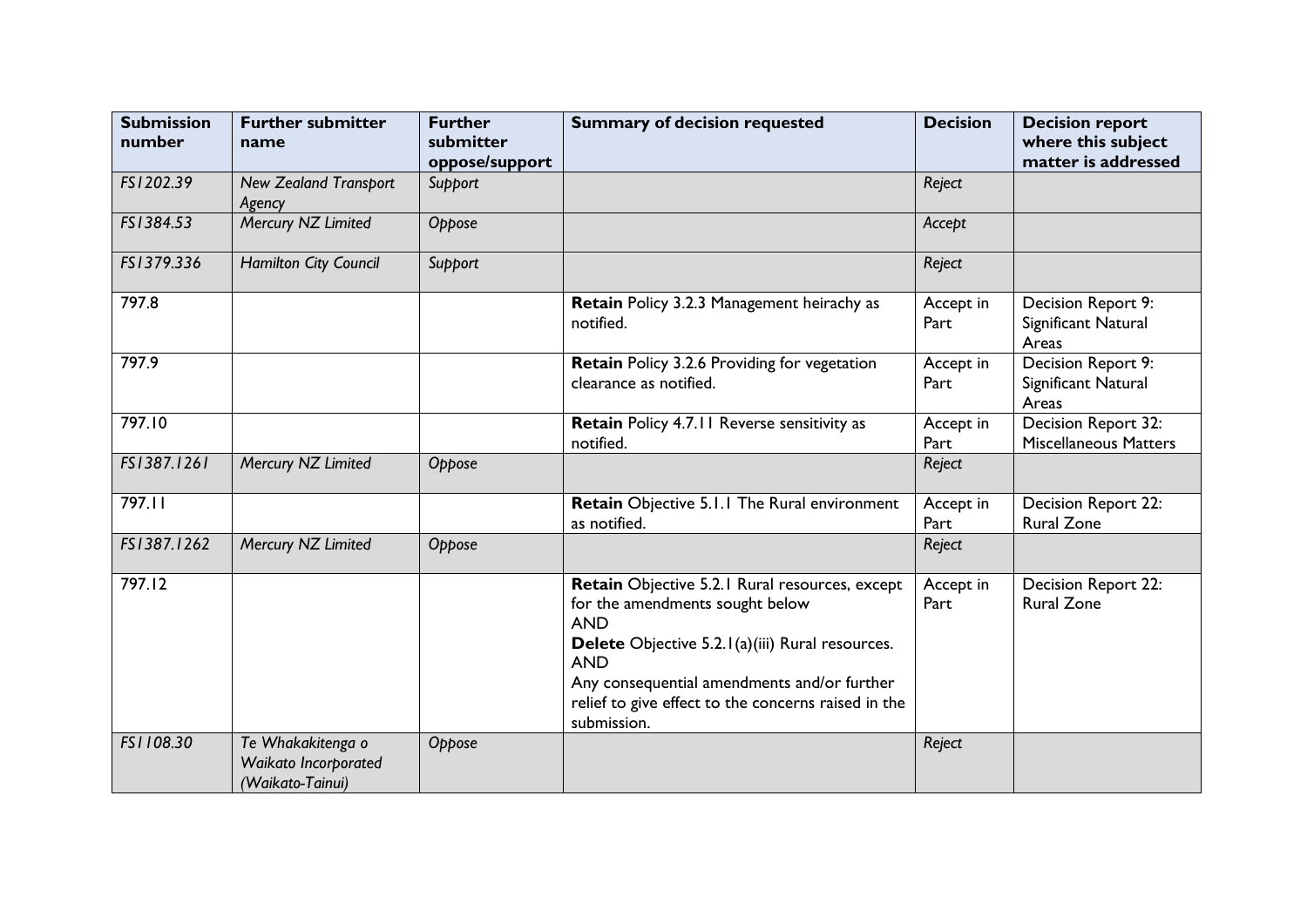| Submission number | Further submitter name | Further submitter oppose/support | Summary of decision requested | Decision | Decision report where this subject matter is addressed |
|---|---|---|---|---|---|
| *FS1202.39* | *New Zealand Transport Agency* | *Support* | | *Reject* | |
| *FS1384.53* | *Mercury NZ Limited* | *Oppose* | | *Accept* | |
| *FS1379.336* | *Hamilton City Council* | *Support* | | *Reject* | |
| 797.8 | | | **Retain** Policy 3.2.3 Management heirachy as notified. | Accept in Part | Decision Report 9: Significant Natural Areas |
| 797.9 | | | **Retain** Policy 3.2.6 Providing for vegetation clearance as notified. | Accept in Part | Decision Report 9: Significant Natural Areas |
| 797.10 | | | **Retain** Policy 4.7.11 Reverse sensitivity as notified. | Accept in Part | Decision Report 32: Miscellaneous Matters |
| *FS1387.1261* | *Mercury NZ Limited* | *Oppose* | | *Reject* | |
| 797.11 | | | **Retain** Objective 5.1.1 The Rural environment as notified. | Accept in Part | Decision Report 22: Rural Zone |
| *FS1387.1262* | *Mercury NZ Limited* | *Oppose* | | *Reject* | |
| 797.12 | | | **Retain** Objective 5.2.1 Rural resources, except for the amendments sought below<br>AND<br>**Delete** Objective 5.2.1(a)(iii) Rural resources.<br>AND<br>Any consequential amendments and/or further relief to give effect to the concerns raised in the submission. | Accept in Part | Decision Report 22: Rural Zone |
| *FS1108.30* | *Te Whakakitenga o Waikato Incorporated (Waikato-Tainui)* | *Oppose* | | *Reject* | |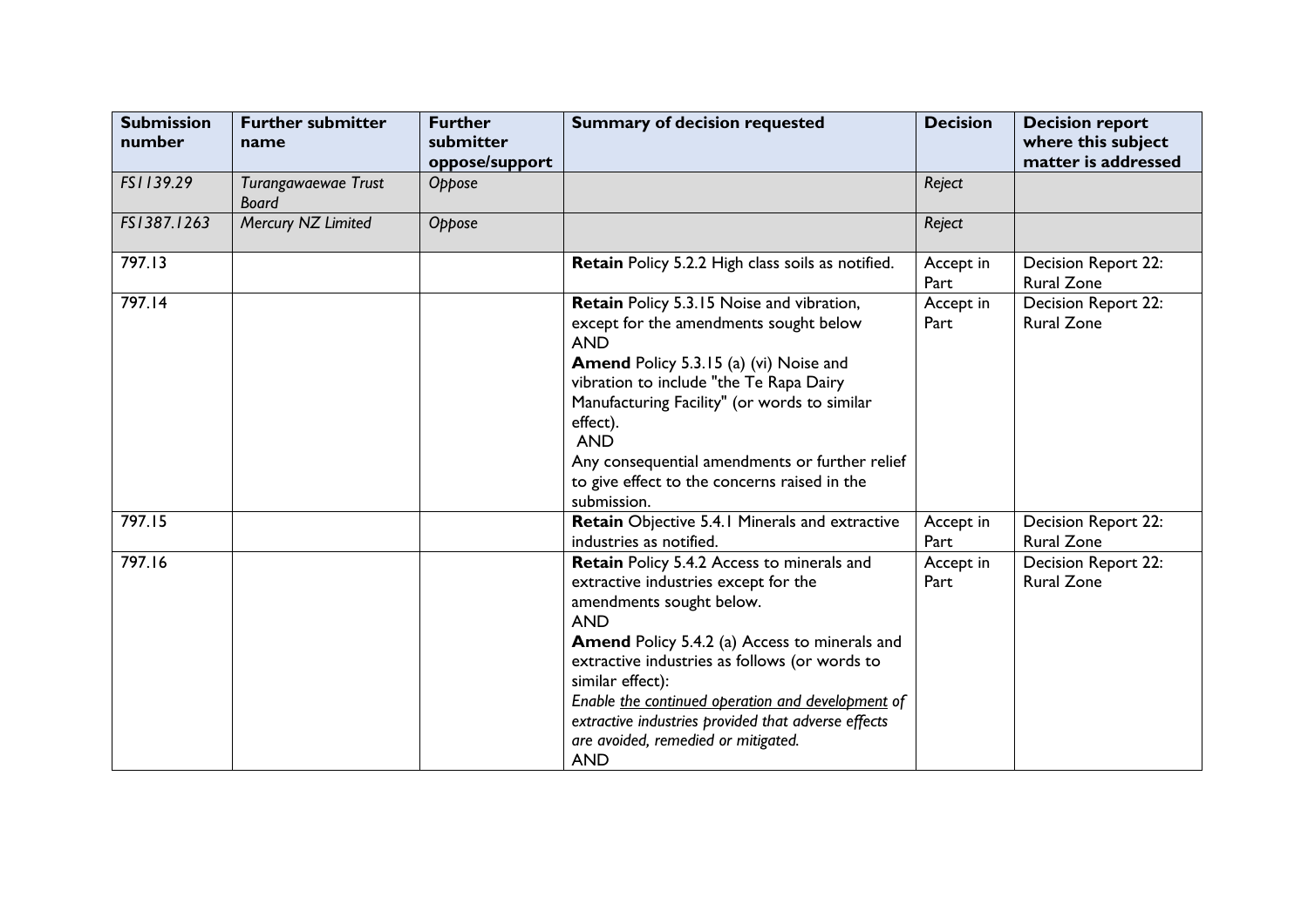| Submission number | Further submitter name | Further submitter oppose/support | Summary of decision requested | Decision | Decision report where this subject matter is addressed |
|---|---|---|---|---|---|
| *FS1139.29* | *Turangawaewae Trust Board* | *Oppose* | | *Reject* | |
| *FS1387.1263* | *Mercury NZ Limited* | *Oppose* | | *Reject* | |
| 797.13 | | | **Retain** Policy 5.2.2 High class soils as notified. | Accept in Part | Decision Report 22: Rural Zone |
| 797.14 | | | **Retain** Policy 5.3.15 Noise and vibration, except for the amendments sought below<br>AND<br>**Amend** Policy 5.3.15 (a) (vi) Noise and vibration to include "the Te Rapa Dairy Manufacturing Facility" (or words to similar effect).<br>AND<br>Any consequential amendments or further relief to give effect to the concerns raised in the submission. | Accept in Part | Decision Report 22: Rural Zone |
| 797.15 | | | **Retain** Objective 5.4.1 Minerals and extractive industries as notified. | Accept in Part | Decision Report 22: Rural Zone |
| 797.16 | | | **Retain** Policy 5.4.2 Access to minerals and extractive industries except for the amendments sought below.<br>AND<br>**Amend** Policy 5.4.2 (a) Access to minerals and extractive industries as follows (or words to similar effect):<br>*Enable <u>the continued operation and development</u> of extractive industries provided that adverse effects are avoided, remedied or mitigated.*<br>AND | Accept in Part | Decision Report 22: Rural Zone |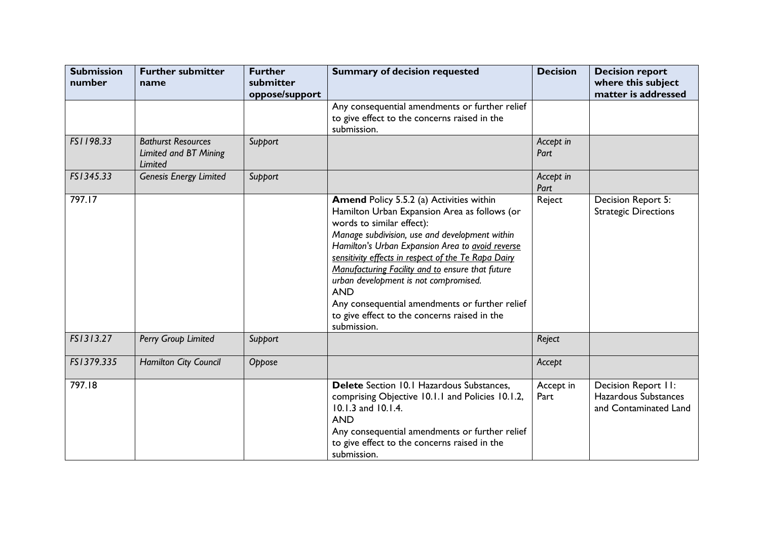| Submission number | Further submitter name | Further submitter oppose/support | Summary of decision requested | Decision | Decision report where this subject matter is addressed |
|---|---|---|---|---|---|
| | | | Any consequential amendments or further relief to give effect to the concerns raised in the submission. | | |
| *FS1198.33* | *Bathurst Resources Limited and BT Mining Limited* | *Support* | | *Accept in Part* | |
| *FS1345.33* | *Genesis Energy Limited* | *Support* | | *Accept in Part* | |
| 797.17 | | | **Amend** Policy 5.5.2 (a) Activities within Hamilton Urban Expansion Area as follows (or words to similar effect):<br>*Manage subdivision, use and development within Hamilton's Urban Expansion Area to <u>avoid reverse sensitivity effects in respect of the Te Rapa Dairy Manufacturing Facility and to</u> ensure that future urban development is not compromised.*<br>AND<br>Any consequential amendments or further relief to give effect to the concerns raised in the submission. | Reject | Decision Report 5: Strategic Directions |
| *FS1313.27* | *Perry Group Limited* | *Support* | | *Reject* | |
| *FS1379.335* | *Hamilton City Council* | *Oppose* | | *Accept* | |
| 797.18 | | | **Delete** Section 10.1 Hazardous Substances, comprising Objective 10.1.1 and Policies 10.1.2, 10.1.3 and 10.1.4.<br>AND<br>Any consequential amendments or further relief to give effect to the concerns raised in the submission. | Accept in Part | Decision Report 11: Hazardous Substances and Contaminated Land |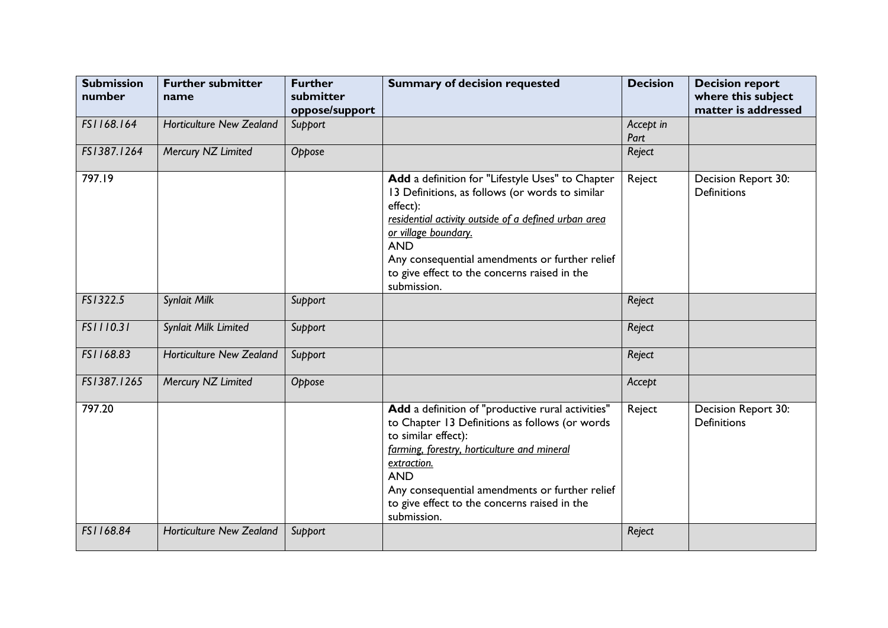| Submission number | Further submitter name | Further submitter oppose/support | Summary of decision requested | Decision | Decision report where this subject matter is addressed |
|---|---|---|---|---|---|
| *FS1168.164* | *Horticulture New Zealand* | *Support* | | *Accept in Part* | |
| *FS1387.1264* | *Mercury NZ Limited* | *Oppose* | | *Reject* | |
| 797.19 | | | **Add** a definition for "Lifestyle Uses" to Chapter 13 Definitions, as follows (or words to similar effect):<br>*residential activity outside of a defined urban area or village boundary.*<br>AND<br>Any consequential amendments or further relief to give effect to the concerns raised in the submission. | Reject | Decision Report 30: Definitions |
| *FS1322.5* | *Synlait Milk* | *Support* | | *Reject* | |
| *FS1110.31* | *Synlait Milk Limited* | *Support* | | *Reject* | |
| *FS1168.83* | *Horticulture New Zealand* | *Support* | | *Reject* | |
| *FS1387.1265* | *Mercury NZ Limited* | *Oppose* | | *Accept* | |
| 797.20 | | | **Add** a definition of "productive rural activities" to Chapter 13 Definitions as follows (or words to similar effect):<br>*farming, forestry, horticulture and mineral extraction.*<br>AND<br>Any consequential amendments or further relief to give effect to the concerns raised in the submission. | Reject | Decision Report 30: Definitions |
| *FS1168.84* | *Horticulture New Zealand* | *Support* | | *Reject* | |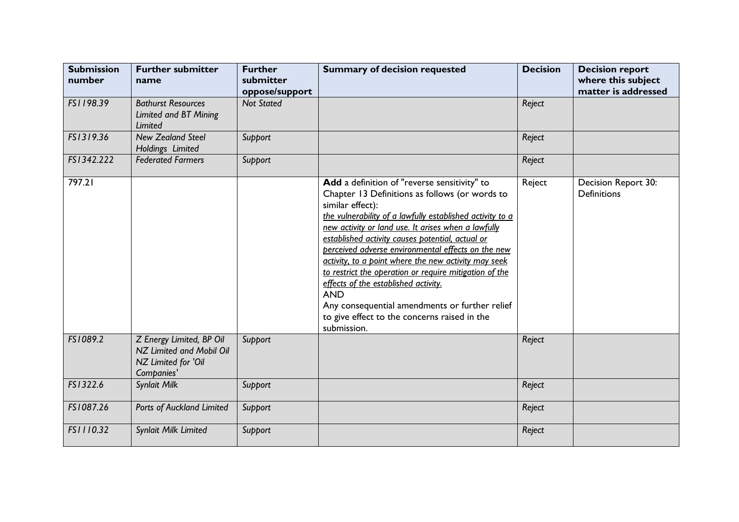| Submission number | Further submitter name | Further submitter oppose/support | Summary of decision requested | Decision | Decision report where this subject matter is addressed |
|---|---|---|---|---|---|
| *FS1198.39* | *Bathurst Resources Limited and BT Mining Limited* | *Not Stated* | | *Reject* | |
| *FS1319.36* | *New Zealand Steel Holdings Limited* | *Support* | | *Reject* | |
| *FS1342.222* | *Federated Farmers* | *Support* | | *Reject* | |
| 797.21 | | | **Add** a definition of "reverse sensitivity" to Chapter 13 Definitions as follows (or words to similar effect):<br>*the vulnerability of a lawfully established activity to a new activity or land use. It arises when a lawfully established activity causes potential, actual or perceived adverse environmental effects on the new activity, to a point where the new activity may seek to restrict the operation or require mitigation of the effects of the established activity.*<br>AND<br>Any consequential amendments or further relief to give effect to the concerns raised in the submission. | Reject | Decision Report 30: Definitions |
| *FS1089.2* | *Z Energy Limited, BP Oil NZ Limited and Mobil Oil NZ Limited for 'Oil Companies'* | *Support* | | *Reject* | |
| *FS1322.6* | *Synlait Milk* | *Support* | | *Reject* | |
| *FS1087.26* | *Ports of Auckland Limited* | *Support* | | *Reject* | |
| *FS1110.32* | *Synlait Milk Limited* | *Support* | | *Reject* | |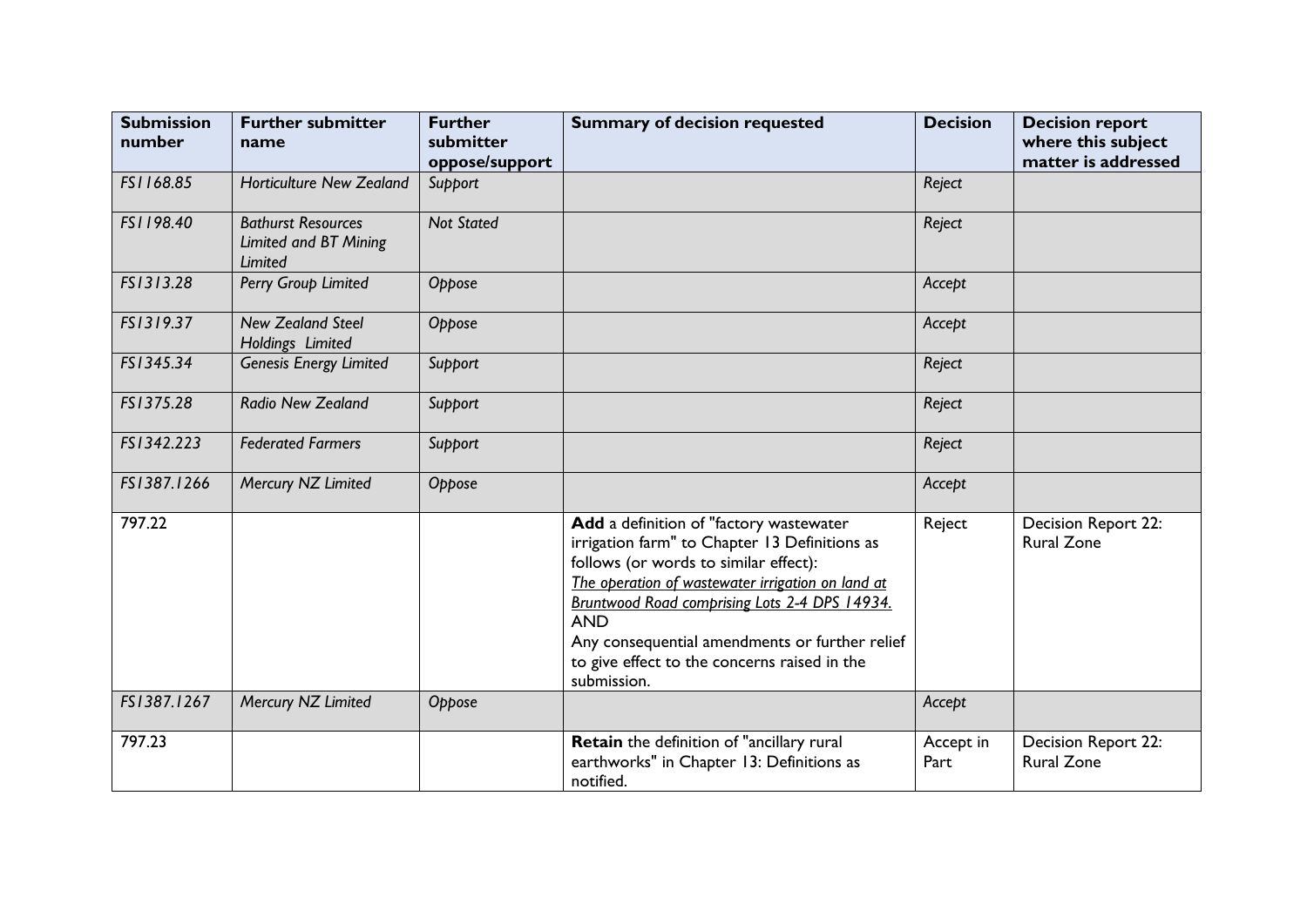| Submission number | Further submitter name | Further submitter oppose/support | Summary of decision requested | Decision | Decision report where this subject matter is addressed |
|---|---|---|---|---|---|
| *FS1168.85* | *Horticulture New Zealand* | *Support* | | *Reject* | |
| *FS1198.40* | *Bathurst Resources Limited and BT Mining Limited* | *Not Stated* | | *Reject* | |
| *FS1313.28* | *Perry Group Limited* | *Oppose* | | *Accept* | |
| *FS1319.37* | *New Zealand Steel Holdings Limited* | *Oppose* | | *Accept* | |
| *FS1345.34* | *Genesis Energy Limited* | *Support* | | *Reject* | |
| *FS1375.28* | *Radio New Zealand* | *Support* | | *Reject* | |
| *FS1342.223* | *Federated Farmers* | *Support* | | *Reject* | |
| *FS1387.1266* | *Mercury NZ Limited* | *Oppose* | | *Accept* | |
| 797.22 | | | **Add** a definition of "factory wastewater irrigation farm" to Chapter 13 Definitions as follows (or words to similar effect):<br>*The operation of wastewater irrigation on land at Bruntwood Road comprising Lots 2-4 DPS 14934.*<br>AND<br>Any consequential amendments or further relief to give effect to the concerns raised in the submission. | Reject | Decision Report 22: Rural Zone |
| *FS1387.1267* | *Mercury NZ Limited* | *Oppose* | | *Accept* | |
| 797.23 | | | **Retain** the definition of "ancillary rural earthworks" in Chapter 13: Definitions as notified. | Accept in Part | Decision Report 22: Rural Zone |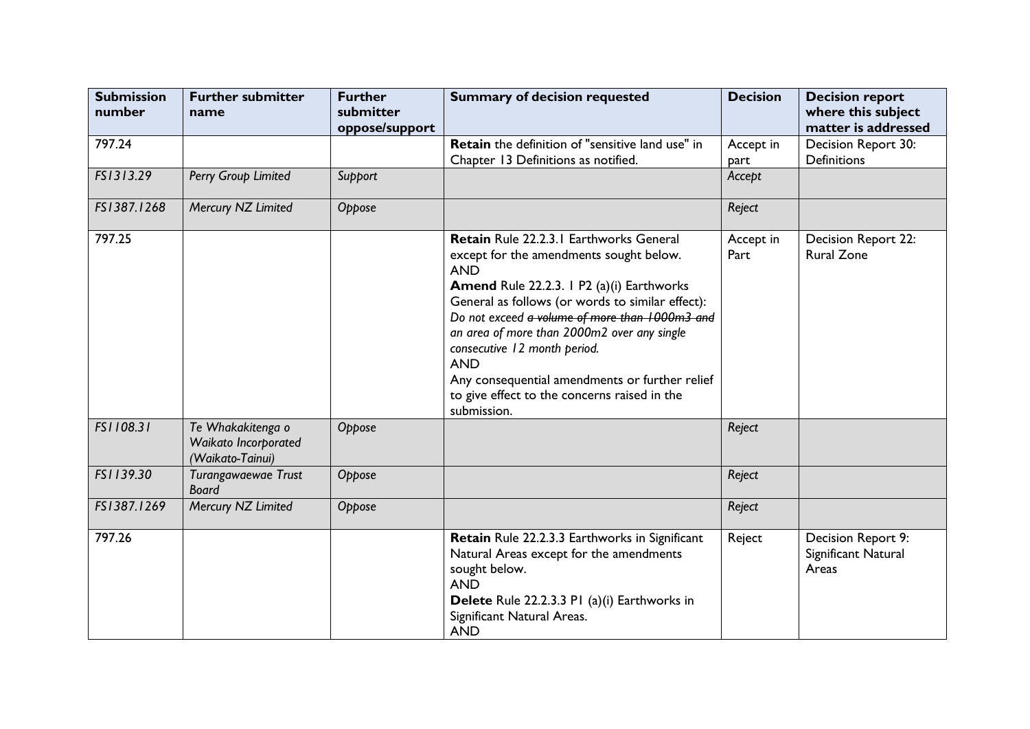| Submission number | Further submitter name | Further submitter oppose/support | Summary of decision requested | Decision | Decision report where this subject matter is addressed |
|---|---|---|---|---|---|
| 797.24 | | | **Retain** the definition of "sensitive land use" in Chapter 13 Definitions as notified. | Accept in part | Decision Report 30: Definitions |
| *FS1313.29* | *Perry Group Limited* | *Support* | | *Accept* | |
| *FS1387.1268* | *Mercury NZ Limited* | *Oppose* | | *Reject* | |
| 797.25 | | | **Retain** Rule 22.2.3.1 Earthworks General except for the amendments sought below.<br>AND<br>**Amend** Rule 22.2.3. 1 P2 (a)(i) Earthworks General as follows (or words to similar effect):<br>*Do not exceed ~~a volume of more than 1000m3 and~~ an area of more than 2000m2 over any single consecutive 12 month period.*<br>AND<br>Any consequential amendments or further relief to give effect to the concerns raised in the submission. | Accept in Part | Decision Report 22: Rural Zone |
| *FS1108.31* | *Te Whakakitenga o Waikato Incorporated (Waikato-Tainui)* | *Oppose* | | *Reject* | |
| *FS1139.30* | *Turangawaewae Trust Board* | *Oppose* | | *Reject* | |
| *FS1387.1269* | *Mercury NZ Limited* | *Oppose* | | *Reject* | |
| 797.26 | | | **Retain** Rule 22.2.3.3 Earthworks in Significant Natural Areas except for the amendments sought below.<br>AND<br>**Delete** Rule 22.2.3.3 P1 (a)(i) Earthworks in Significant Natural Areas.<br>AND | Reject | Decision Report 9: Significant Natural Areas |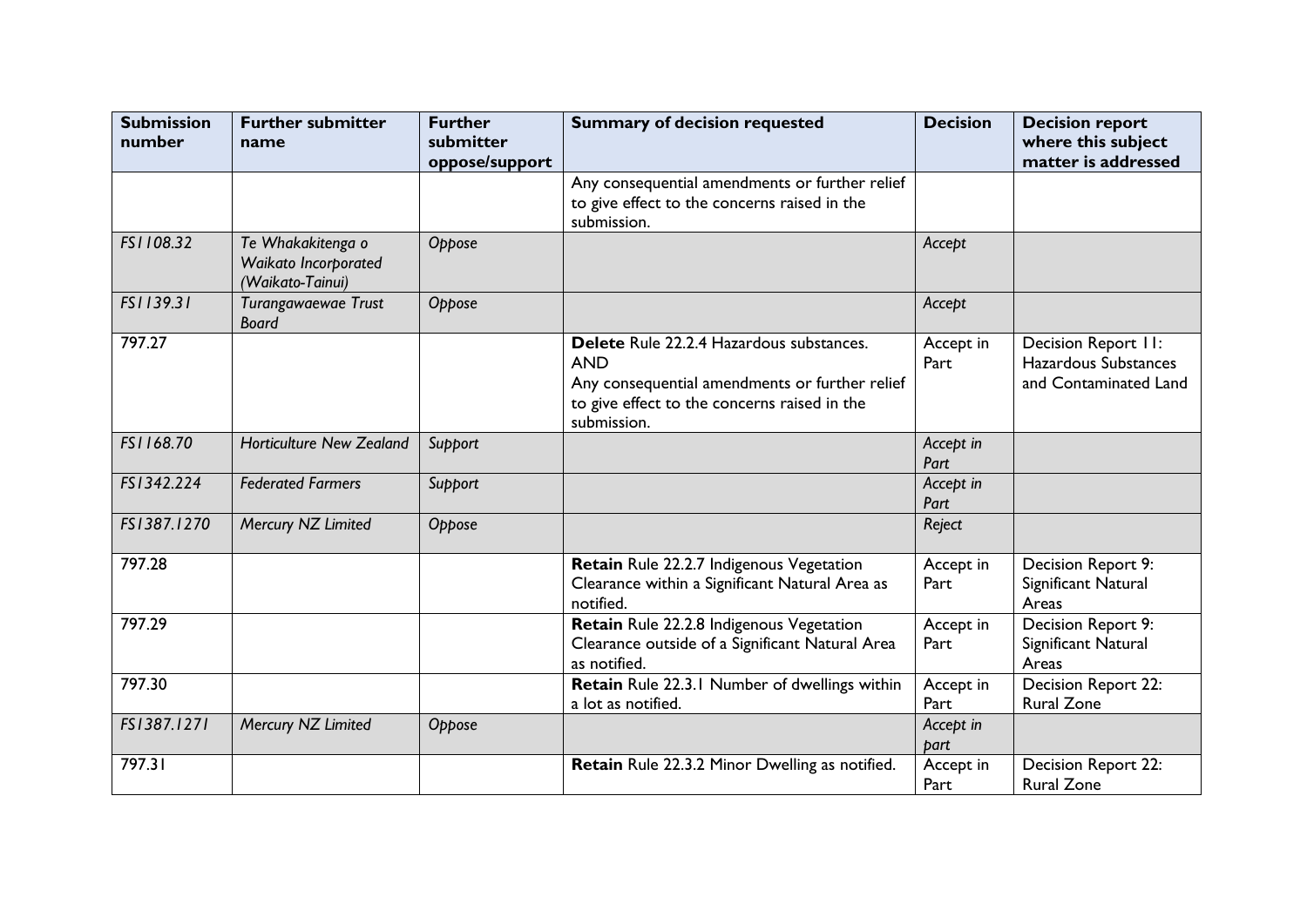| Submission number | Further submitter name | Further submitter oppose/support | Summary of decision requested | Decision | Decision report where this subject matter is addressed |
|---|---|---|---|---|---|
| | | | Any consequential amendments or further relief to give effect to the concerns raised in the submission. | | |
| *FS1108.32* | *Te Whakakitenga o Waikato Incorporated (Waikato-Tainui)* | *Oppose* | | *Accept* | |
| *FS1139.31* | *Turangawaewae Trust Board* | *Oppose* | | *Accept* | |
| 797.27 | | | **Delete** Rule 22.2.4 Hazardous substances.<br>AND<br>Any consequential amendments or further relief to give effect to the concerns raised in the submission. | Accept in Part | Decision Report 11: Hazardous Substances and Contaminated Land |
| *FS1168.70* | *Horticulture New Zealand* | *Support* | | *Accept in Part* | |
| *FS1342.224* | *Federated Farmers* | *Support* | | *Accept in Part* | |
| *FS1387.1270* | *Mercury NZ Limited* | *Oppose* | | *Reject* | |
| 797.28 | | | **Retain** Rule 22.2.7 Indigenous Vegetation Clearance within a Significant Natural Area as notified. | Accept in Part | Decision Report 9: Significant Natural Areas |
| 797.29 | | | **Retain** Rule 22.2.8 Indigenous Vegetation Clearance outside of a Significant Natural Area as notified. | Accept in Part | Decision Report 9: Significant Natural Areas |
| 797.30 | | | **Retain** Rule 22.3.1 Number of dwellings within a lot as notified. | Accept in Part | Decision Report 22: Rural Zone |
| *FS1387.1271* | *Mercury NZ Limited* | *Oppose* | | *Accept in part* | |
| 797.31 | | | **Retain** Rule 22.3.2 Minor Dwelling as notified. | Accept in Part | Decision Report 22: Rural Zone |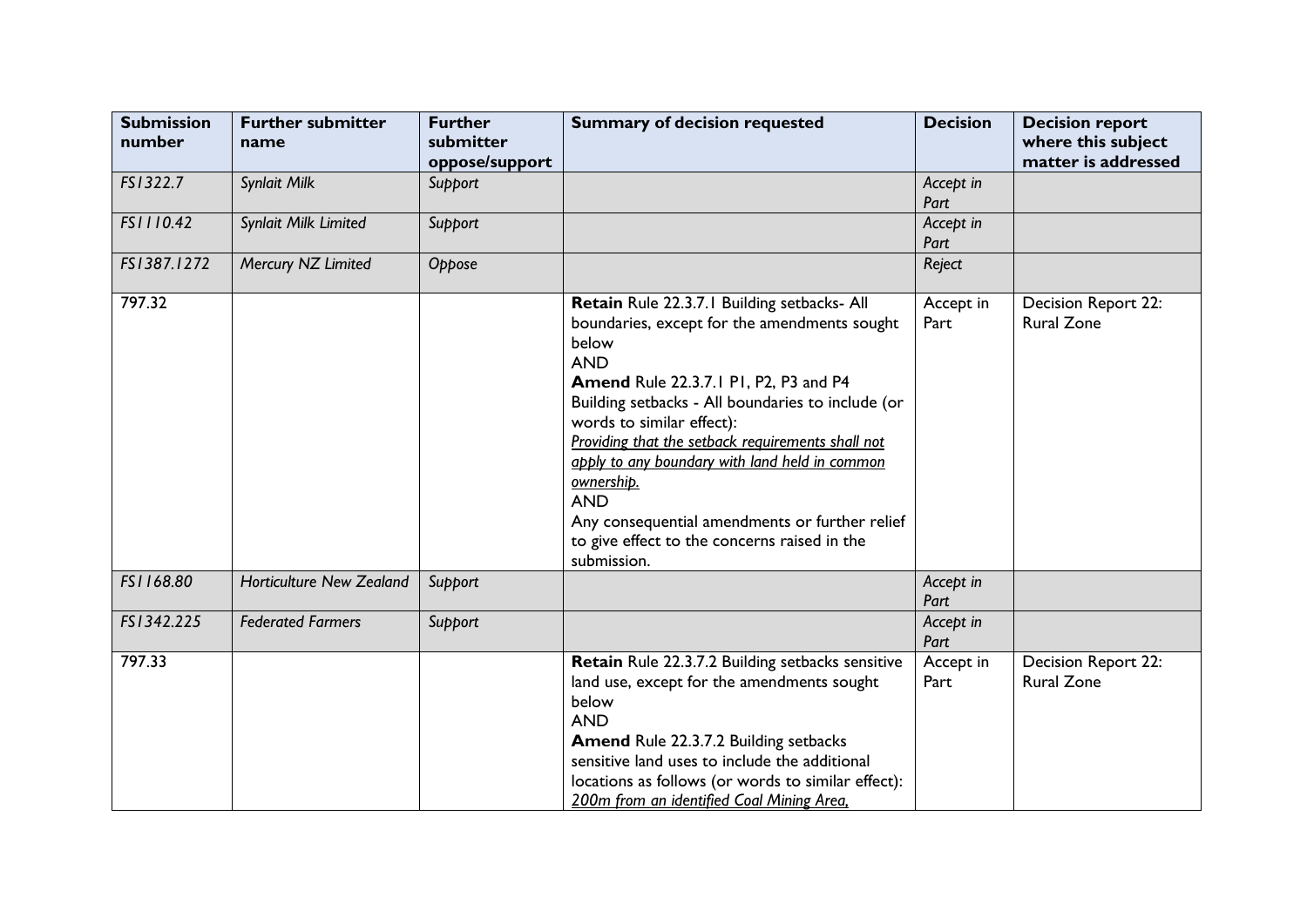| Submission number | Further submitter name | Further submitter oppose/support | Summary of decision requested | Decision | Decision report where this subject matter is addressed |
| --- | --- | --- | --- | --- | --- |
| *FS1322.7* | *Synlait Milk* | *Support* | | *Accept in Part* | |
| *FS1110.42* | *Synlait Milk Limited* | *Support* | | *Accept in Part* | |
| *FS1387.1272* | *Mercury NZ Limited* | *Oppose* | | *Reject* | |
| 797.32 | | | **Retain** Rule 22.3.7.1 Building setbacks- All boundaries, except for the amendments sought below<br>AND<br>**Amend** Rule 22.3.7.1 P1, P2, P3 and P4 Building setbacks - All boundaries to include (or words to similar effect):<br>*Providing that the setback requirements shall not apply to any boundary with land held in common ownership.*<br>AND<br>Any consequential amendments or further relief to give effect to the concerns raised in the submission. | Accept in Part | Decision Report 22: Rural Zone |
| *FS1168.80* | *Horticulture New Zealand* | *Support* | | *Accept in Part* | |
| *FS1342.225* | *Federated Farmers* | *Support* | | *Accept in Part* | |
| 797.33 | | | **Retain** Rule 22.3.7.2 Building setbacks sensitive land use, except for the amendments sought below<br>AND<br>**Amend** Rule 22.3.7.2 Building setbacks sensitive land uses to include the additional locations as follows (or words to similar effect):<br>*200m from an identified Coal Mining Area,* | Accept in Part | Decision Report 22: Rural Zone |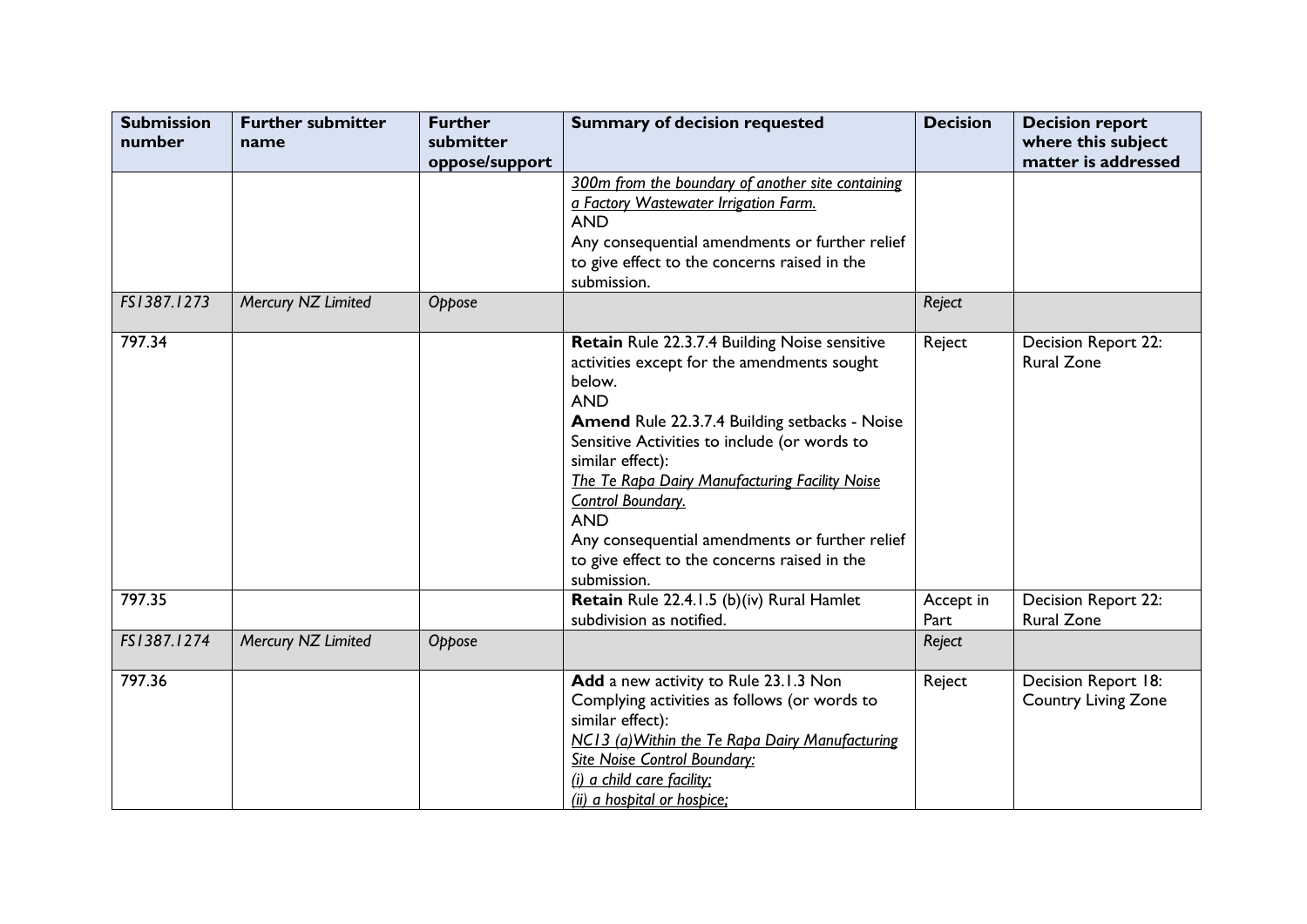| Submission number | Further submitter name | Further submitter oppose/support | Summary of decision requested | Decision | Decision report where this subject matter is addressed |
|---|---|---|---|---|---|
| | | | *300m from the boundary of another site containing a Factory Wastewater Irrigation Farm.*<br>AND<br>Any consequential amendments or further relief to give effect to the concerns raised in the submission. | | |
| *FS1387.1273* | *Mercury NZ Limited* | *Oppose* | | *Reject* | |
| 797.34 | | | **Retain** Rule 22.3.7.4 Building Noise sensitive activities except for the amendments sought below.<br>AND<br>**Amend** Rule 22.3.7.4 Building setbacks - Noise Sensitive Activities to include (or words to similar effect):<br>*The Te Rapa Dairy Manufacturing Facility Noise Control Boundary.*<br>AND<br>Any consequential amendments or further relief to give effect to the concerns raised in the submission. | Reject | Decision Report 22: Rural Zone |
| 797.35 | | | **Retain** Rule 22.4.1.5 (b)(iv) Rural Hamlet subdivision as notified. | Accept in Part | Decision Report 22: Rural Zone |
| *FS1387.1274* | *Mercury NZ Limited* | *Oppose* | | *Reject* | |
| 797.36 | | | **Add** a new activity to Rule 23.1.3 Non Complying activities as follows (or words to similar effect):<br>*NC13 (a)Within the Te Rapa Dairy Manufacturing Site Noise Control Boundary:*<br>*(i) a child care facility;*<br>*(ii) a hospital or hospice;* | Reject | Decision Report 18: Country Living Zone |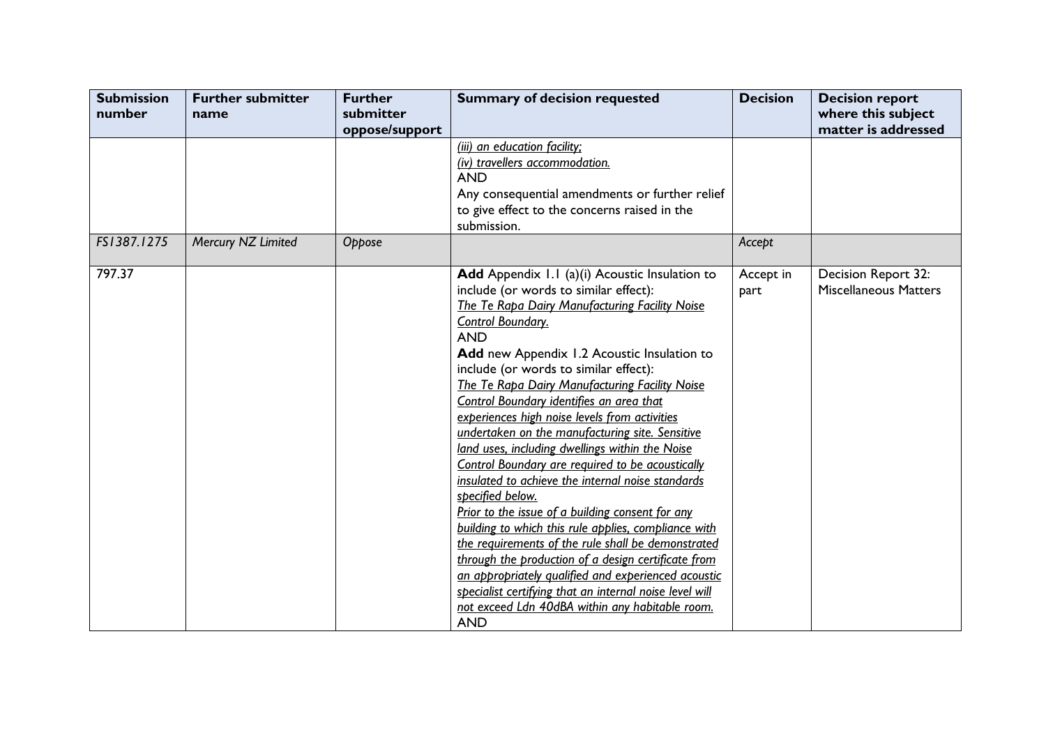| Submission number | Further submitter name | Further submitter oppose/support | Summary of decision requested | Decision | Decision report where this subject matter is addressed |
|---|---|---|---|---|---|
| | | | <u>*(iii) an education facility;*</u><br><u>*(iv) travellers accommodation.*</u><br>AND<br>Any consequential amendments or further relief to give effect to the concerns raised in the submission. | | |
| *FS1387.1275* | *Mercury NZ Limited* | *Oppose* | | *Accept* | |
| 797.37 | | | **Add** Appendix 1.1 (a)(i) Acoustic Insulation to include (or words to similar effect):<br><u>*The Te Rapa Dairy Manufacturing Facility Noise Control Boundary.*</u><br>AND<br>**Add** new Appendix 1.2 Acoustic Insulation to include (or words to similar effect):<br><u>*The Te Rapa Dairy Manufacturing Facility Noise Control Boundary identifies an area that experiences high noise levels from activities undertaken on the manufacturing site. Sensitive land uses, including dwellings within the Noise Control Boundary are required to be acoustically insulated to achieve the internal noise standards specified below.*</u><br><u>*Prior to the issue of a building consent for any building to which this rule applies, compliance with the requirements of the rule shall be demonstrated through the production of a design certificate from an appropriately qualified and experienced acoustic specialist certifying that an internal noise level will not exceed Ldn 40dBA within any habitable room.*</u><br>AND | Accept in part | Decision Report 32: Miscellaneous Matters |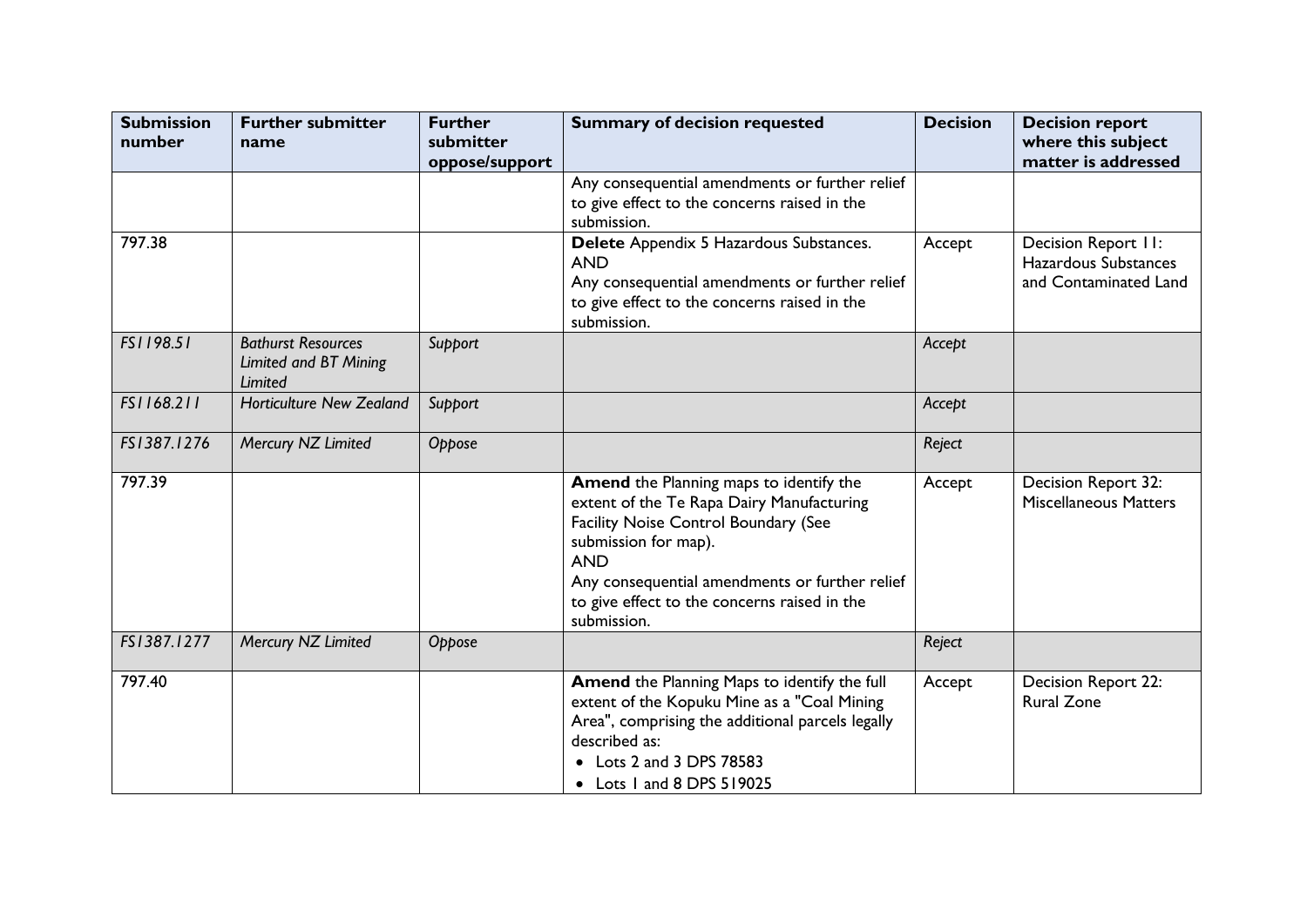| Submission number | Further submitter name | Further submitter oppose/support | Summary of decision requested | Decision | Decision report where this subject matter is addressed |
|---|---|---|---|---|---|
| | | | Any consequential amendments or further relief to give effect to the concerns raised in the submission. | | |
| 797.38 | | | **Delete** Appendix 5 Hazardous Substances.<br>AND<br>Any consequential amendments or further relief to give effect to the concerns raised in the submission. | Accept | Decision Report 11: Hazardous Substances and Contaminated Land |
| *FS1198.51* | *Bathurst Resources Limited and BT Mining Limited* | *Support* | | *Accept* | |
| *FS1168.211* | *Horticulture New Zealand* | *Support* | | *Accept* | |
| *FS1387.1276* | *Mercury NZ Limited* | *Oppose* | | *Reject* | |
| 797.39 | | | **Amend** the Planning maps to identify the extent of the Te Rapa Dairy Manufacturing Facility Noise Control Boundary (See submission for map).<br>AND<br>Any consequential amendments or further relief to give effect to the concerns raised in the submission. | Accept | Decision Report 32: Miscellaneous Matters |
| *FS1387.1277* | *Mercury NZ Limited* | *Oppose* | | *Reject* | |
| 797.40 | | | **Amend** the Planning Maps to identify the full extent of the Kopuku Mine as a "Coal Mining Area", comprising the additional parcels legally described as:<br>• Lots 2 and 3 DPS 78583<br>• Lots 1 and 8 DPS 519025 | Accept | Decision Report 22: Rural Zone |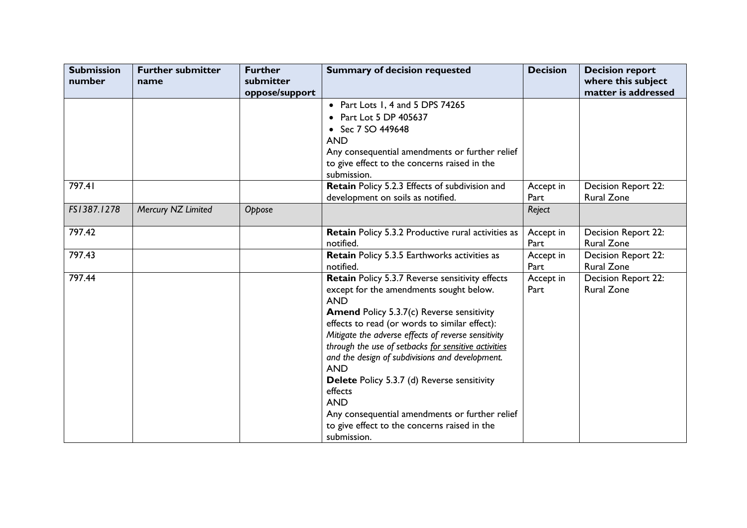| Submission number | Further submitter name | Further submitter oppose/support | Summary of decision requested | Decision | Decision report where this subject matter is addressed |
|---|---|---|---|---|---|
| | | | • Part Lots 1, 4 and 5 DPS 74265<br>• Part Lot 5 DP 405637<br>• Sec 7 SO 449648<br>AND<br>Any consequential amendments or further relief to give effect to the concerns raised in the submission. | | |
| 797.41 | | | **Retain** Policy 5.2.3 Effects of subdivision and development on soils as notified. | Accept in Part | Decision Report 22: Rural Zone |
| *FS1387.1278* | *Mercury NZ Limited* | *Oppose* | | *Reject* | |
| 797.42 | | | **Retain** Policy 5.3.2 Productive rural activities as notified. | Accept in Part | Decision Report 22: Rural Zone |
| 797.43 | | | **Retain** Policy 5.3.5 Earthworks activities as notified. | Accept in Part | Decision Report 22: Rural Zone |
| 797.44 | | | **Retain** Policy 5.3.7 Reverse sensitivity effects except for the amendments sought below.<br>AND<br>**Amend** Policy 5.3.7(c) Reverse sensitivity effects to read (or words to similar effect):<br>*Mitigate the adverse effects of reverse sensitivity through the use of setbacks <u>for sensitive activities</u> and the design of subdivisions and development.*<br>AND<br>**Delete** Policy 5.3.7 (d) Reverse sensitivity effects<br>AND<br>Any consequential amendments or further relief to give effect to the concerns raised in the submission. | Accept in Part | Decision Report 22: Rural Zone |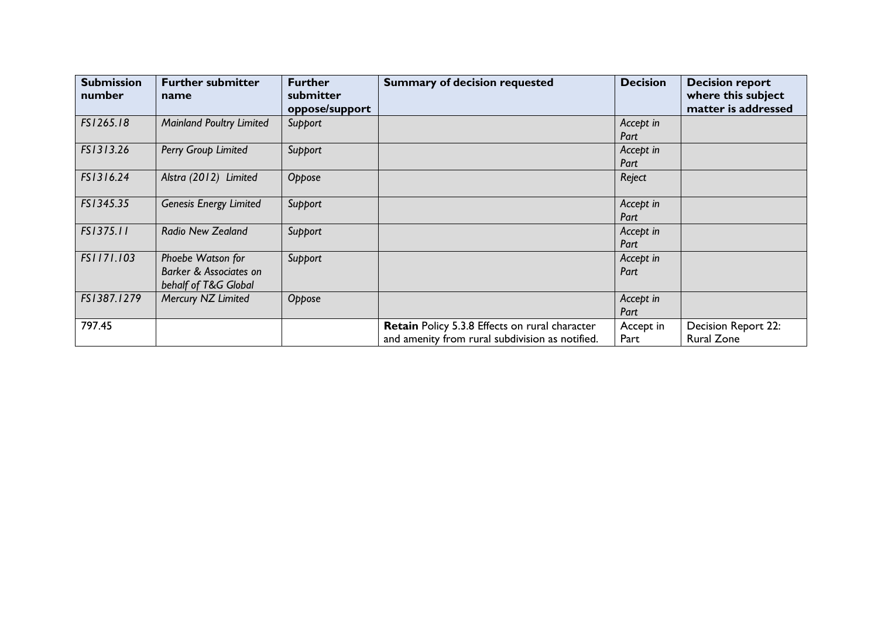| Submission number | Further submitter name | Further submitter oppose/support | Summary of decision requested | Decision | Decision report where this subject matter is addressed |
|---|---|---|---|---|---|
| *FS1265.18* | *Mainland Poultry Limited* | *Support* | | *Accept in Part* | |
| *FS1313.26* | *Perry Group Limited* | *Support* | | *Accept in Part* | |
| *FS1316.24* | *Alstra (2012) Limited* | *Oppose* | | *Reject* | |
| *FS1345.35* | *Genesis Energy Limited* | *Support* | | *Accept in Part* | |
| *FS1375.11* | *Radio New Zealand* | *Support* | | *Accept in Part* | |
| *FS1171.103* | *Phoebe Watson for Barker & Associates on behalf of T&G Global* | *Support* | | *Accept in Part* | |
| *FS1387.1279* | *Mercury NZ Limited* | *Oppose* | | *Accept in Part* | |
| 797.45 | | | **Retain** Policy 5.3.8 Effects on rural character and amenity from rural subdivision as notified. | Accept in Part | Decision Report 22: Rural Zone |